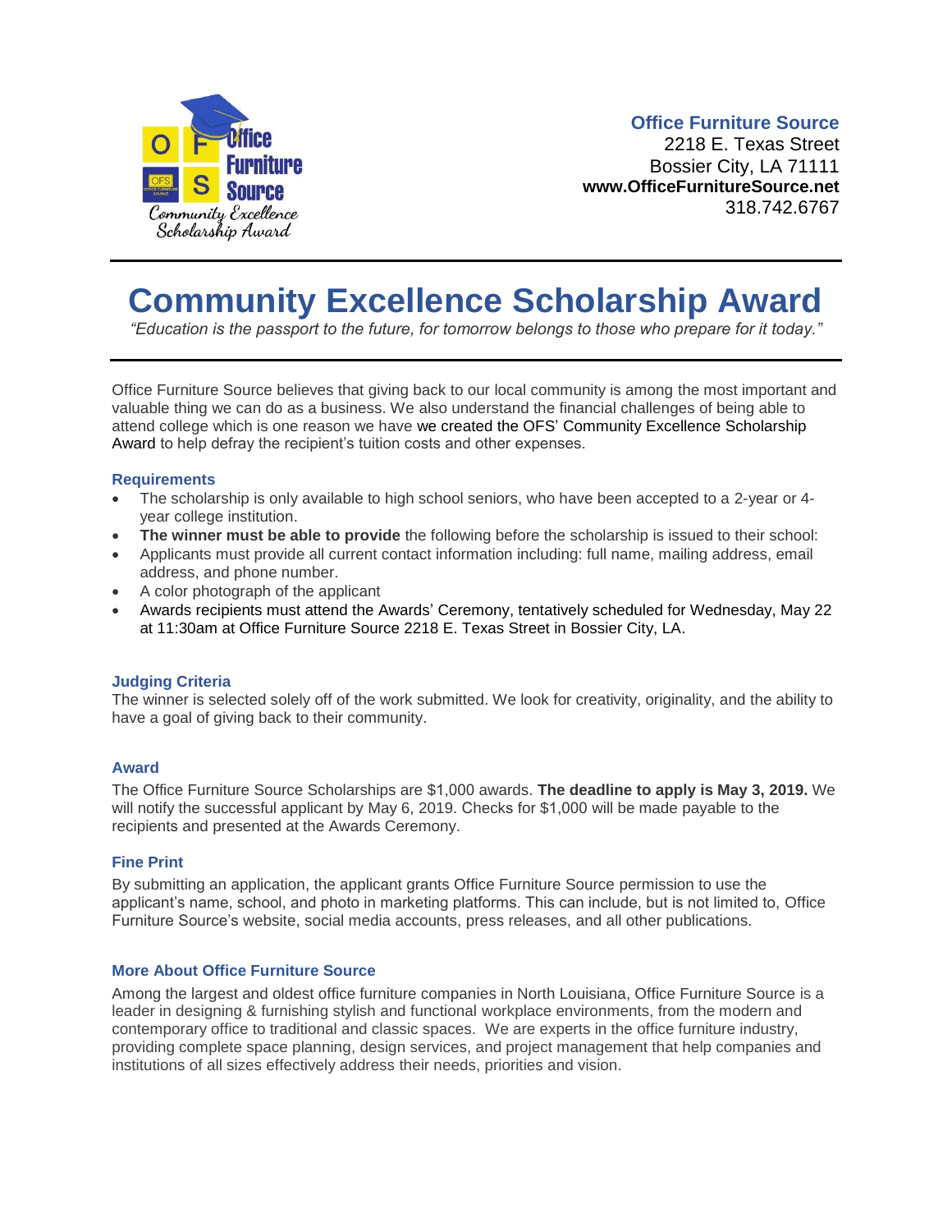**Office Furniture Source**
2218 E. Texas Street
Bossier City, LA 71111
**www.OfficeFurnitureSource.net**
318.742.6767

# Community Excellence Scholarship Award

*"Education is the passport to the future, for tomorrow belongs to those who prepare for it today."*

Office Furniture Source believes that giving back to our local community is among the most important and valuable thing we can do as a business. We also understand the financial challenges of being able to attend college which is one reason we have we created the OFS' Community Excellence Scholarship Award to help defray the recipient's tuition costs and other expenses.

### Requirements

- The scholarship is only available to high school seniors, who have been accepted to a 2-year or 4-year college institution.
- **The winner must be able to provide** the following before the scholarship is issued to their school:
- Applicants must provide all current contact information including: full name, mailing address, email address, and phone number.
- A color photograph of the applicant
- Awards recipients must attend the Awards' Ceremony, tentatively scheduled for Wednesday, May 22 at 11:30am at Office Furniture Source 2218 E. Texas Street in Bossier City, LA.

### Judging Criteria

The winner is selected solely off of the work submitted. We look for creativity, originality, and the ability to have a goal of giving back to their community.

### Award

The Office Furniture Source Scholarships are $1,000 awards. **The deadline to apply is May 3, 2019.** We will notify the successful applicant by May 6, 2019. Checks for $1,000 will be made payable to the recipients and presented at the Awards Ceremony.

### Fine Print

By submitting an application, the applicant grants Office Furniture Source permission to use the applicant's name, school, and photo in marketing platforms. This can include, but is not limited to, Office Furniture Source's website, social media accounts, press releases, and all other publications.

### More About Office Furniture Source

Among the largest and oldest office furniture companies in North Louisiana, Office Furniture Source is a leader in designing & furnishing stylish and functional workplace environments, from the modern and contemporary office to traditional and classic spaces. We are experts in the office furniture industry, providing complete space planning, design services, and project management that help companies and institutions of all sizes effectively address their needs, priorities and vision.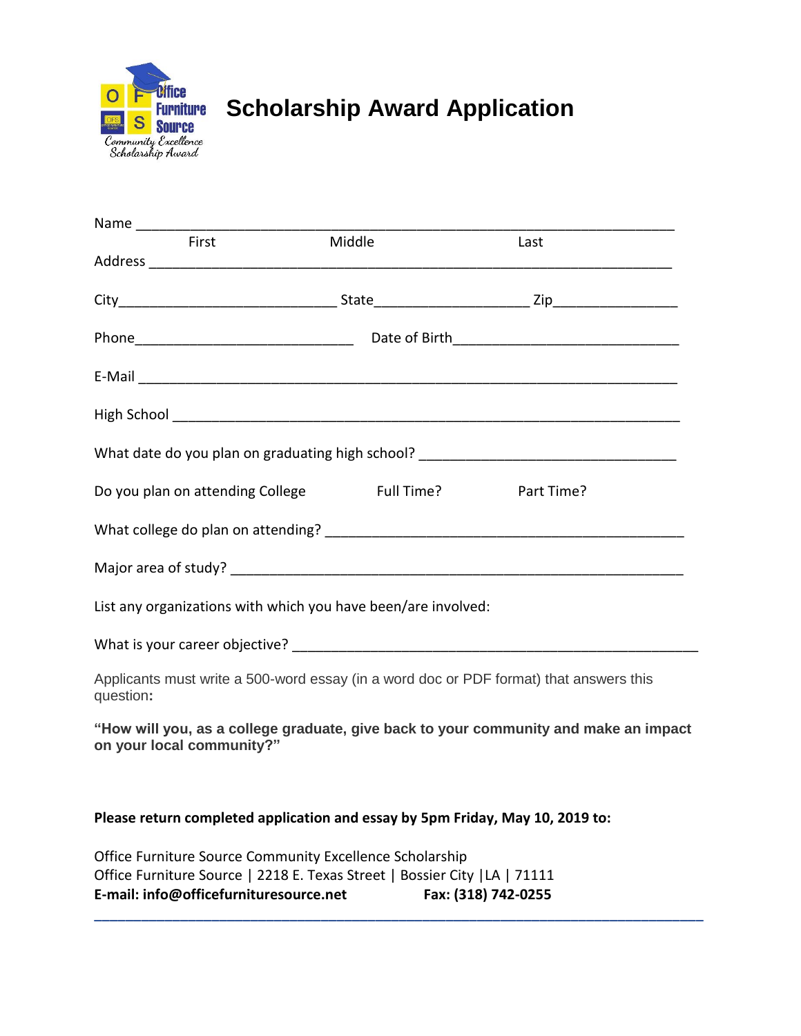# Scholarship Award Application

Name ______________________________________________________________________
First Middle Last

Address ____________________________________________________________________

City___________________________ State___________________ Zip_______________

Phone___________________________ Date of Birth___________________________

E-Mail ______________________________________________________________________

High School _________________________________________________________________

What date do you plan on graduating high school? ________________________________

Do you plan on attending College Full Time? Part Time?

What college do plan on attending? ______________________________________________

Major area of study? __________________________________________________________

List any organizations with which you have been/are involved:

What is your career objective? ___________________________________________________

Applicants must write a 500-word essay (in a word doc or PDF format) that answers this question**:**

**"How will you, as a college graduate, give back to your community and make an impact on your local community?"**

**Please return completed application and essay by 5pm Friday, May 10, 2019 to:**

Office Furniture Source Community Excellence Scholarship
Office Furniture Source | 2218 E. Texas Street | Bossier City |LA | 71111
**E-mail: info@officefurnituresource.net Fax: (318) 742-0255**